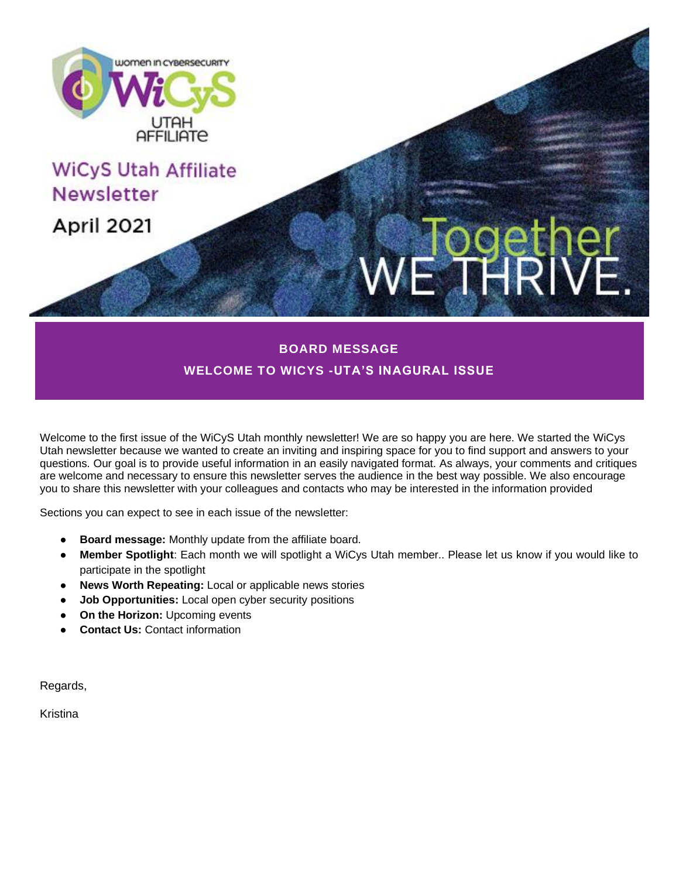WiCyS Utah Affiliate Newsletter

April 2021

Together WE THRIVE.

## BOARD MESSAGE

### WELCOME TO WICYS -UTA'S INAGURAL ISSUE

Welcome to the first issue of the WiCyS Utah monthly newsletter! We are so happy you are here. We started the WiCys Utah newsletter because we wanted to create an inviting and inspiring space for you to find support and answers to your questions. Our goal is to provide useful information in an easily navigated format. As always, your comments and critiques are welcome and necessary to ensure this newsletter serves the audience in the best way possible. We also encourage you to share this newsletter with your colleagues and contacts who may be interested in the information provided

Sections you can expect to see in each issue of the newsletter:

- **Board message:** Monthly update from the affiliate board.
- **Member Spotlight**: Each month we will spotlight a WiCys Utah member.. Please let us know if you would like to participate in the spotlight
- **News Worth Repeating:** Local or applicable news stories
- **Job Opportunities:** Local open cyber security positions
- **On the Horizon:** Upcoming events
- **Contact Us:** Contact information

Regards,

Kristina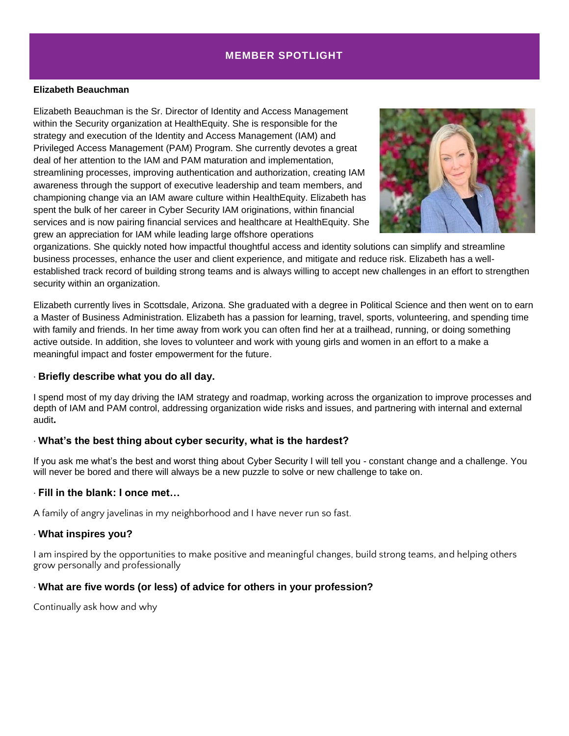## MEMBER SPOTLIGHT

**Elizabeth Beauchman**

Elizabeth Beauchman is the Sr. Director of Identity and Access Management within the Security organization at HealthEquity. She is responsible for the strategy and execution of the Identity and Access Management (IAM) and Privileged Access Management (PAM) Program. She currently devotes a great deal of her attention to the IAM and PAM maturation and implementation, streamlining processes, improving authentication and authorization, creating IAM awareness through the support of executive leadership and team members, and championing change via an IAM aware culture within HealthEquity. Elizabeth has spent the bulk of her career in Cyber Security IAM originations, within financial services and is now pairing financial services and healthcare at HealthEquity. She grew an appreciation for IAM while leading large offshore operations organizations. She quickly noted how impactful thoughtful access and identity solutions can simplify and streamline business processes, enhance the user and client experience, and mitigate and reduce risk. Elizabeth has a well-established track record of building strong teams and is always willing to accept new challenges in an effort to strengthen security within an organization.

Elizabeth currently lives in Scottsdale, Arizona. She graduated with a degree in Political Science and then went on to earn a Master of Business Administration. Elizabeth has a passion for learning, travel, sports, volunteering, and spending time with family and friends. In her time away from work you can often find her at a trailhead, running, or doing something active outside. In addition, she loves to volunteer and work with young girls and women in an effort to a make a meaningful impact and foster empowerment for the future.

· **Briefly describe what you do all day.**

I spend most of my day driving the IAM strategy and roadmap, working across the organization to improve processes and depth of IAM and PAM control, addressing organization wide risks and issues, and partnering with internal and external audit**.**

· **What's the best thing about cyber security, what is the hardest?**

If you ask me what's the best and worst thing about Cyber Security I will tell you - constant change and a challenge. You will never be bored and there will always be a new puzzle to solve or new challenge to take on.

· **Fill in the blank: I once met…**

A family of angry javelinas in my neighborhood and I have never run so fast.

· **What inspires you?**

I am inspired by the opportunities to make positive and meaningful changes, build strong teams, and helping others grow personally and professionally

· **What are five words (or less) of advice for others in your profession?**

Continually ask how and why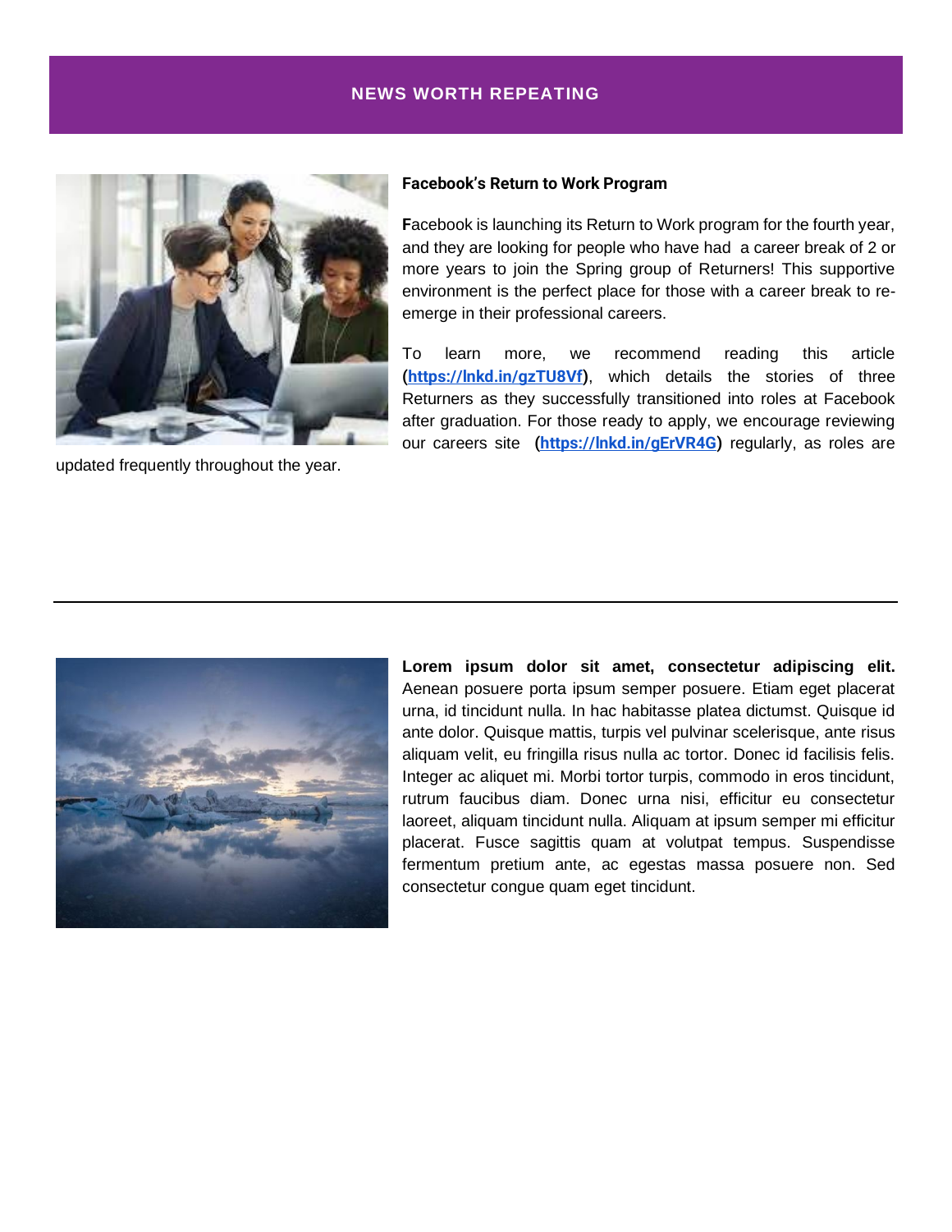## NEWS WORTH REPEATING

**Facebook's Return to Work Program**

**F**acebook is launching its Return to Work program for the fourth year, and they are looking for people who have had a career break of 2 or more years to join the Spring group of Returners! This supportive environment is the perfect place for those with a career break to re-emerge in their professional careers.

To learn more, we recommend reading this article **(https://lnkd.in/gzTU8Vf)**, which details the stories of three Returners as they successfully transitioned into roles at Facebook after graduation. For those ready to apply, we encourage reviewing our careers site **(https://lnkd.in/gErVR4G)** regularly, as roles are updated frequently throughout the year.

---

**Lorem ipsum dolor sit amet, consectetur adipiscing elit.** Aenean posuere porta ipsum semper posuere. Etiam eget placerat urna, id tincidunt nulla. In hac habitasse platea dictumst. Quisque id ante dolor. Quisque mattis, turpis vel pulvinar scelerisque, ante risus aliquam velit, eu fringilla risus nulla ac tortor. Donec id facilisis felis. Integer ac aliquet mi. Morbi tortor turpis, commodo in eros tincidunt, rutrum faucibus diam. Donec urna nisi, efficitur eu consectetur laoreet, aliquam tincidunt nulla. Aliquam at ipsum semper mi efficitur placerat. Fusce sagittis quam at volutpat tempus. Suspendisse fermentum pretium ante, ac egestas massa posuere non. Sed consectetur congue quam eget tincidunt.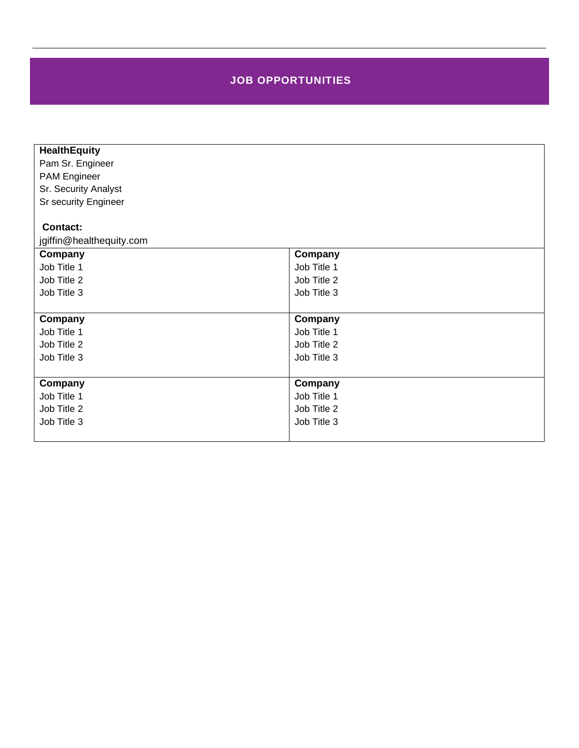## JOB OPPORTUNITIES

| **HealthEquity**<br>Pam Sr. Engineer<br>PAM Engineer<br>Sr. Security Analyst<br>Sr security Engineer<br><br>**Contact:**<br>jgiffin@healthequity.com | |
|---|---|
| **Company**<br>Job Title 1<br>Job Title 2<br>Job Title 3 | **Company**<br>Job Title 1<br>Job Title 2<br>Job Title 3 |
| **Company**<br>Job Title 1<br>Job Title 2<br>Job Title 3 | **Company**<br>Job Title 1<br>Job Title 2<br>Job Title 3 |
| **Company**<br>Job Title 1<br>Job Title 2<br>Job Title 3 | **Company**<br>Job Title 1<br>Job Title 2<br>Job Title 3 |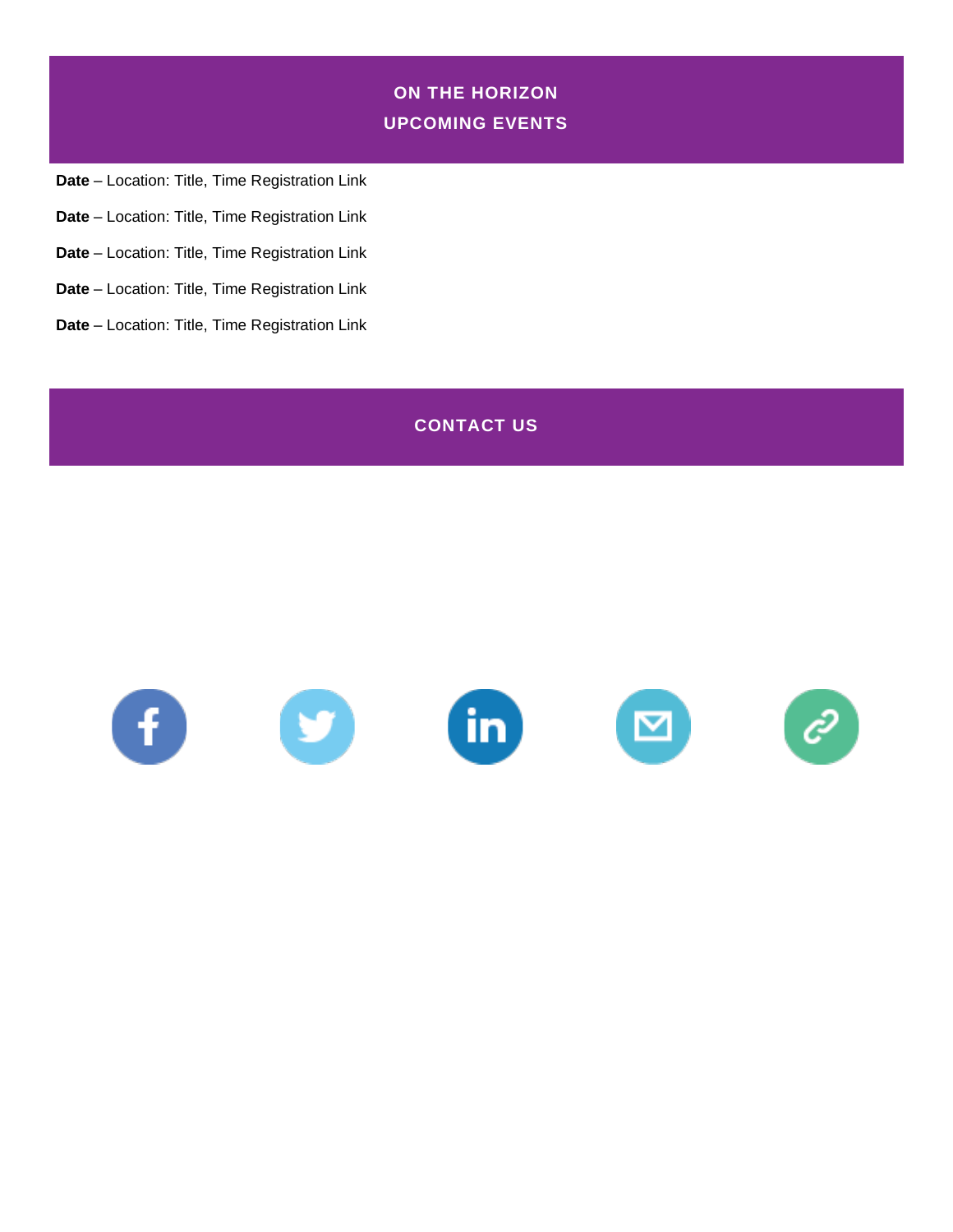## ON THE HORIZON
## UPCOMING EVENTS

**Date** – Location: Title, Time Registration Link

**Date** – Location: Title, Time Registration Link

**Date** – Location: Title, Time Registration Link

**Date** – Location: Title, Time Registration Link

**Date** – Location: Title, Time Registration Link

## CONTACT US